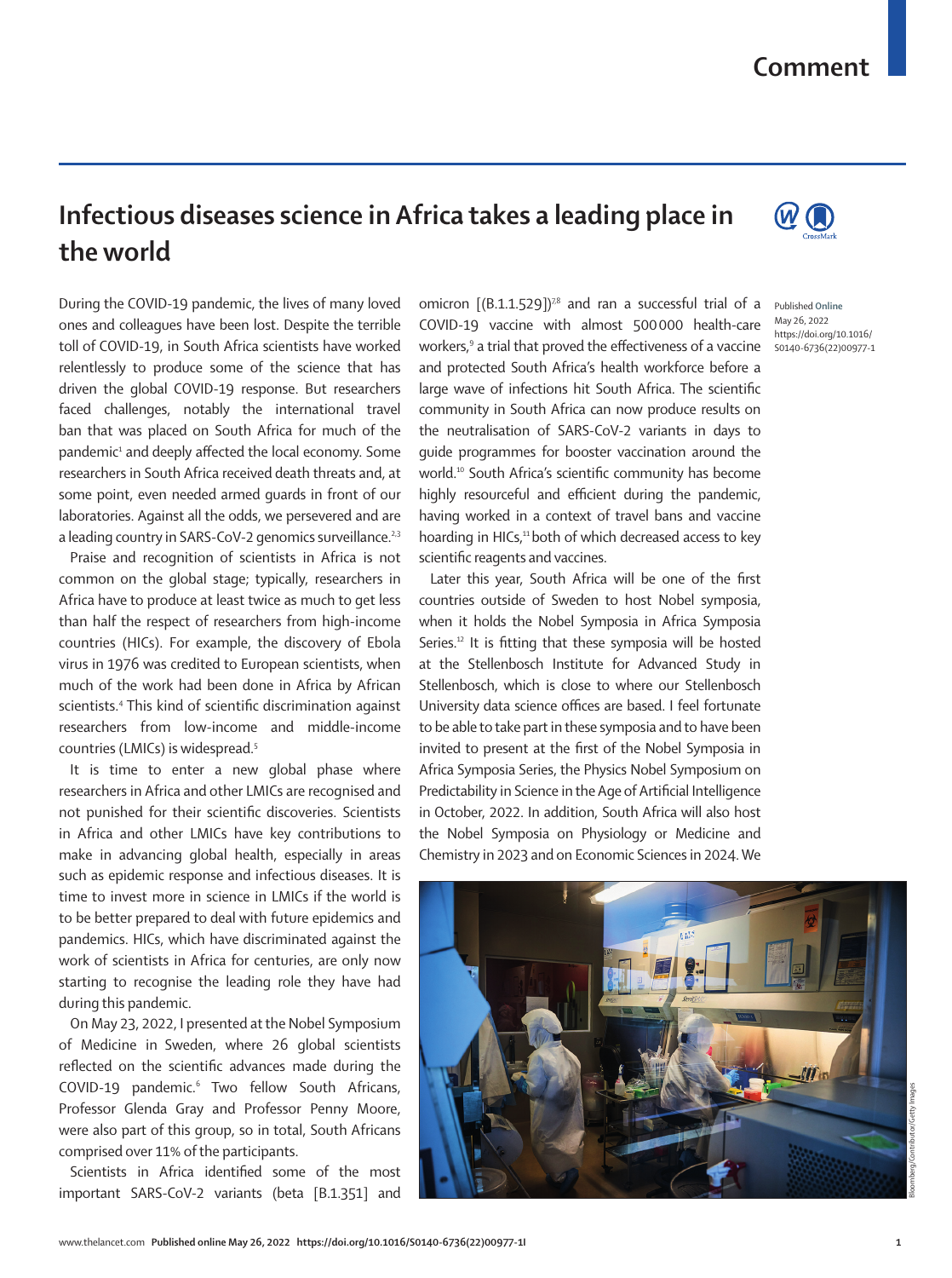# Infectious diseases science in Africa takes a leading place in the world

Published Online May 26, 2022 https://doi.org/10.1016/S0140-6736(22)00977-1

During the COVID-19 pandemic, the lives of many loved ones and colleagues have been lost. Despite the terrible toll of COVID-19, in South Africa scientists have worked relentlessly to produce some of the science that has driven the global COVID-19 response. But researchers faced challenges, notably the international travel ban that was placed on South Africa for much of the pandemic[1] and deeply affected the local economy. Some researchers in South Africa received death threats and, at some point, even needed armed guards in front of our laboratories. Against all the odds, we persevered and are a leading country in SARS-CoV-2 genomics surveillance.[2,3]

Praise and recognition of scientists in Africa is not common on the global stage; typically, researchers in Africa have to produce at least twice as much to get less than half the respect of researchers from high-income countries (HICs). For example, the discovery of Ebola virus in 1976 was credited to European scientists, when much of the work had been done in Africa by African scientists.[4] This kind of scientific discrimination against researchers from low-income and middle-income countries (LMICs) is widespread.[5]

It is time to enter a new global phase where researchers in Africa and other LMICs are recognised and not punished for their scientific discoveries. Scientists in Africa and other LMICs have key contributions to make in advancing global health, especially in areas such as epidemic response and infectious diseases. It is time to invest more in science in LMICs if the world is to be better prepared to deal with future epidemics and pandemics. HICs, which have discriminated against the work of scientists in Africa for centuries, are only now starting to recognise the leading role they have had during this pandemic.

On May 23, 2022, I presented at the Nobel Symposium of Medicine in Sweden, where 26 global scientists reflected on the scientific advances made during the COVID-19 pandemic.[6] Two fellow South Africans, Professor Glenda Gray and Professor Penny Moore, were also part of this group, so in total, South Africans comprised over 11% of the participants.

Scientists in Africa identified some of the most important SARS-CoV-2 variants (beta [B.1.351] and omicron [(B.1.1.529])[7,8] and ran a successful trial of a COVID-19 vaccine with almost 500 000 health-care workers,[9] a trial that proved the effectiveness of a vaccine and protected South Africa's health workforce before a large wave of infections hit South Africa. The scientific community in South Africa can now produce results on the neutralisation of SARS-CoV-2 variants in days to guide programmes for booster vaccination around the world.[10] South Africa's scientific community has become highly resourceful and efficient during the pandemic, having worked in a context of travel bans and vaccine hoarding in HICs,[11] both of which decreased access to key scientific reagents and vaccines.

Later this year, South Africa will be one of the first countries outside of Sweden to host Nobel symposia, when it holds the Nobel Symposia in Africa Symposia Series.[12] It is fitting that these symposia will be hosted at the Stellenbosch Institute for Advanced Study in Stellenbosch, which is close to where our Stellenbosch University data science offices are based. I feel fortunate to be able to take part in these symposia and to have been invited to present at the first of the Nobel Symposia in Africa Symposia Series, the Physics Nobel Symposium on Predictability in Science in the Age of Artificial Intelligence in October, 2022. In addition, South Africa will also host the Nobel Symposia on Physiology or Medicine and Chemistry in 2023 and on Economic Sciences in 2024. We

Bloomberg/Contributor/Getty Images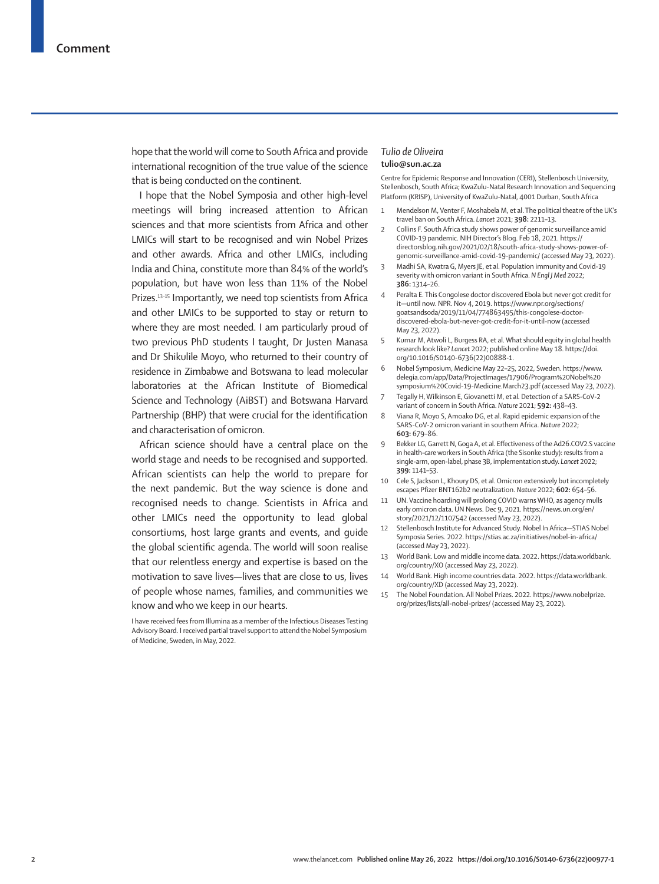hope that the world will come to South Africa and provide international recognition of the true value of the science that is being conducted on the continent.

I hope that the Nobel Symposia and other high-level meetings will bring increased attention to African sciences and that more scientists from Africa and other LMICs will start to be recognised and win Nobel Prizes and other awards. Africa and other LMICs, including India and China, constitute more than 84% of the world's population, but have won less than 11% of the Nobel Prizes.[13–15] Importantly, we need top scientists from Africa and other LMICs to be supported to stay or return to where they are most needed. I am particularly proud of two previous PhD students I taught, Dr Justen Manasa and Dr Shikulile Moyo, who returned to their country of residence in Zimbabwe and Botswana to lead molecular laboratories at the African Institute of Biomedical Science and Technology (AiBST) and Botswana Harvard Partnership (BHP) that were crucial for the identification and characterisation of omicron.

African science should have a central place on the world stage and needs to be recognised and supported. African scientists can help the world to prepare for the next pandemic. But the way science is done and recognised needs to change. Scientists in Africa and other LMICs need the opportunity to lead global consortiums, host large grants and events, and guide the global scientific agenda. The world will soon realise that our relentless energy and expertise is based on the motivation to save lives—lives that are close to us, lives of people whose names, families, and communities we know and who we keep in our hearts.

I have received fees from Illumina as a member of the Infectious Diseases Testing Advisory Board. I received partial travel support to attend the Nobel Symposium of Medicine, Sweden, in May, 2022.

*Tulio de Oliveira*
**tulio@sun.ac.za**

Centre for Epidemic Response and Innovation (CERI), Stellenbosch University, Stellenbosch, South Africa; KwaZulu-Natal Research Innovation and Sequencing Platform (KRISP), University of KwaZulu-Natal, 4001 Durban, South Africa

1. Mendelson M, Venter F, Moshabela M, et al. The political theatre of the UK's travel ban on South Africa. *Lancet* 2021; **398:** 2211–13.
2. Collins F. South Africa study shows power of genomic surveillance amid COVID-19 pandemic. NIH Director's Blog. Feb 18, 2021. https://directorsblog.nih.gov/2021/02/18/south-africa-study-shows-power-of-genomic-surveillance-amid-covid-19-pandemic/ (accessed May 23, 2022).
3. Madhi SA, Kwatra G, Myers JE, et al. Population immunity and Covid-19 severity with omicron variant in South Africa. *N Engl J Med* 2022; **386:** 1314–26.
4. Peralta E. This Congolese doctor discovered Ebola but never got credit for it—until now. NPR. Nov 4, 2019. https://www.npr.org/sections/goatsandsoda/2019/11/04/774863495/this-congolese-doctor-discovered-ebola-but-never-got-credit-for-it-until-now (accessed May 23, 2022).
5. Kumar M, Atwoli L, Burgess RA, et al. What should equity in global health research look like? *Lancet* 2022; published online May 18. https://doi.org/10.1016/S0140-6736(22)00888-1.
6. Nobel Symposium, Medicine May 22–25, 2022, Sweden. https://www.delegia.com/app/Data/ProjectImages/17906/Program%20Nobel%20symposium%20Covid-19-Medicine.March23.pdf (accessed May 23, 2022).
7. Tegally H, Wilkinson E, Giovanetti M, et al. Detection of a SARS-CoV-2 variant of concern in South Africa. *Nature* 2021; **592:** 438–43.
8. Viana R, Moyo S, Amoako DG, et al. Rapid epidemic expansion of the SARS-CoV-2 omicron variant in southern Africa. *Nature* 2022; **603:** 679–86.
9. Bekker LG, Garrett N, Goga A, et al. Effectiveness of the Ad26.COV2.S vaccine in health-care workers in South Africa (the Sisonke study): results from a single-arm, open-label, phase 3B, implementation study. *Lancet* 2022; **399:** 1141–53.
10. Cele S, Jackson L, Khoury DS, et al. Omicron extensively but incompletely escapes Pfizer BNT162b2 neutralization. *Nature* 2022; **602:** 654–56.
11. UN. Vaccine hoarding will prolong COVID warns WHO, as agency mulls early omicron data. UN News. Dec 9, 2021. https://news.un.org/en/story/2021/12/1107542 (accessed May 23, 2022).
12. Stellenbosch Institute for Advanced Study. Nobel In Africa—STIAS Nobel Symposia Series. 2022. https://stias.ac.za/initiatives/nobel-in-africa/ (accessed May 23, 2022).
13. World Bank. Low and middle income data. 2022. https://data.worldbank.org/country/XO (accessed May 23, 2022).
14. World Bank. High income countries data. 2022. https://data.worldbank.org/country/XD (accessed May 23, 2022).
15. The Nobel Foundation. All Nobel Prizes. 2022. https://www.nobelprize.org/prizes/lists/all-nobel-prizes/ (accessed May 23, 2022).